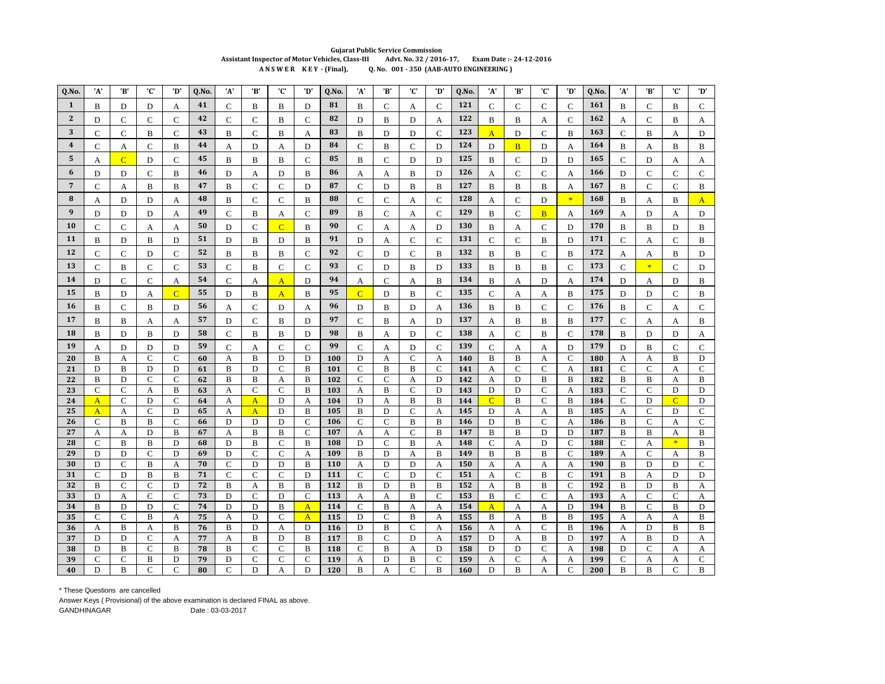**Gujarat Public Service Commission**

**Assistant Inspector of Motor Vehicles, Class-III    Advt. No. 32 / 2016-17,    Exam Date :- 24-12-2016**

**A N S W E R  K E Y - (Final),    Q. No. 001 - 350 (AAB-AUTO ENGINEERING )**

| Q.No. | 'A' | 'B' | 'C' | 'D' | Q.No. | 'A' | 'B' | 'C' | 'D' | Q.No. | 'A' | 'B' | 'C' | 'D' | Q.No. | 'A' | 'B' | 'C' | 'D' | Q.No. | 'A' | 'B' | 'C' | 'D' |
|---|---|---|---|---|---|---|---|---|---|---|---|---|---|---|---|---|---|---|---|---|---|---|---|---|
| 1 | B | D | D | A | 41 | C | B | B | D | 81 | B | C | A | C | 121 | C | C | C | C | 161 | B | C | B | C |
| 2 | D | C | C | C | 42 | C | C | B | C | 82 | D | B | D | A | 122 | B | B | A | C | 162 | A | C | B | A |
| 3 | C | C | B | C | 43 | B | C | B | A | 83 | B | D | D | C | 123 | A | D | C | B | 163 | C | B | A | D |
| 4 | C | A | C | B | 44 | A | D | A | D | 84 | C | B | C | D | 124 | D | B | D | A | 164 | B | A | B | B |
| 5 | A | C | D | C | 45 | B | B | B | C | 85 | B | C | D | D | 125 | B | C | D | D | 165 | C | D | A | A |
| 6 | D | D | C | B | 46 | D | A | D | B | 86 | A | A | B | D | 126 | A | C | C | A | 166 | D | C | C | C |
| 7 | C | A | B | B | 47 | B | C | C | D | 87 | C | D | B | B | 127 | B | B | B | A | 167 | B | C | C | B |
| 8 | A | D | D | A | 48 | B | C | C | B | 88 | C | C | A | C | 128 | A | C | D | * | 168 | B | A | B | A |
| 9 | D | D | D | A | 49 | C | B | A | C | 89 | B | C | A | C | 129 | B | C | B | A | 169 | A | D | A | D |
| 10 | C | C | A | A | 50 | D | C | C | B | 90 | C | A | A | D | 130 | B | A | C | D | 170 | B | B | D | B |
| 11 | B | D | B | D | 51 | D | B | D | B | 91 | D | A | C | C | 131 | C | C | B | D | 171 | C | A | C | B |
| 12 | C | C | D | C | 52 | B | B | B | C | 92 | C | D | C | B | 132 | B | B | C | B | 172 | A | A | B | D |
| 13 | C | B | C | C | 53 | C | B | C | C | 93 | C | D | B | D | 133 | B | B | B | C | 173 | C | * | C | D |
| 14 | D | C | C | A | 54 | C | A | A | D | 94 | A | C | A | B | 134 | B | A | D | A | 174 | D | A | D | B |
| 15 | B | D | A | C | 55 | D | B | A | B | 95 | C | D | B | C | 135 | C | A | A | B | 175 | D | D | C | B |
| 16 | B | C | B | D | 56 | A | C | D | A | 96 | D | B | D | A | 136 | B | B | C | C | 176 | B | C | A | C |
| 17 | B | B | A | A | 57 | D | C | B | D | 97 | C | B | A | D | 137 | A | B | B | B | 177 | C | A | A | B |
| 18 | B | D | B | D | 58 | C | B | B | D | 98 | B | A | D | C | 138 | A | C | B | C | 178 | B | D | D | A |
| 19 | A | D | D | D | 59 | C | A | C | C | 99 | C | A | D | C | 139 | C | A | A | D | 179 | D | B | C | C |
| 20 | B | A | C | C | 60 | A | B | D | D | 100 | D | A | C | A | 140 | B | B | A | C | 180 | A | A | B | D |
| 21 | D | B | D | D | 61 | B | D | C | B | 101 | C | B | B | C | 141 | A | C | C | A | 181 | C | C | A | C |
| 22 | B | D | C | C | 62 | B | B | A | B | 102 | C | C | A | D | 142 | A | D | B | B | 182 | B | B | A | B |
| 23 | C | C | A | B | 63 | A | C | C | B | 103 | A | B | C | D | 143 | D | D | C | A | 183 | C | C | D | D |
| 24 | A | C | D | C | 64 | A | A | D | A | 104 | D | A | B | B | 144 | C | B | C | B | 184 | C | D | C | D |
| 25 | A | A | C | D | 65 | A | A | D | B | 105 | B | D | C | A | 145 | D | A | A | B | 185 | A | C | D | C |
| 26 | C | B | B | C | 66 | D | D | D | C | 106 | C | C | B | B | 146 | D | B | C | A | 186 | B | C | A | C |
| 27 | A | A | D | B | 67 | A | B | B | C | 107 | A | A | C | B | 147 | B | B | D | D | 187 | B | B | A | B |
| 28 | C | B | B | D | 68 | D | B | C | B | 108 | D | C | B | A | 148 | C | A | D | C | 188 | C | A | * | B |
| 29 | D | D | C | D | 69 | D | C | C | A | 109 | B | D | A | B | 149 | B | B | B | C | 189 | A | C | A | B |
| 30 | D | C | B | A | 70 | C | D | D | B | 110 | A | D | D | A | 150 | A | A | A | A | 190 | B | D | D | C |
| 31 | C | D | B | B | 71 | C | C | C | D | 111 | C | C | D | C | 151 | A | C | B | C | 191 | B | A | D | D |
| 32 | B | C | C | D | 72 | B | A | B | B | 112 | B | D | B | B | 152 | A | B | B | C | 192 | B | D | B | A |
| 33 | D | A | C | C | 73 | D | C | D | C | 113 | A | A | B | C | 153 | B | C | C | A | 193 | A | C | C | A |
| 34 | B | D | D | C | 74 | D | D | B | A | 114 | C | B | A | A | 154 | A | A | A | D | 194 | B | C | B | D |
| 35 | C | C | B | A | 75 | A | D | C | A | 115 | D | C | B | A | 155 | B | A | B | B | 195 | A | A | A | B |
| 36 | A | B | A | B | 76 | B | D | A | D | 116 | D | B | C | A | 156 | A | A | C | B | 196 | A | D | B | B |
| 37 | D | D | C | A | 77 | A | B | D | B | 117 | B | C | D | A | 157 | D | A | B | D | 197 | A | B | D | A |
| 38 | D | B | C | B | 78 | B | C | C | B | 118 | C | B | A | D | 158 | D | D | C | A | 198 | D | C | A | A |
| 39 | C | C | B | D | 79 | D | C | C | C | 119 | A | D | B | C | 159 | A | C | A | A | 199 | C | A | A | C |
| 40 | D | B | C | C | 80 | C | D | A | D | 120 | B | A | C | B | 160 | D | B | A | C | 200 | B | B | C | B |

* These Questions are cancelled

Answer Keys ( Provisional) of the above examination is declared FINAL as above.

GANDHINAGAR    Date : 03-03-2017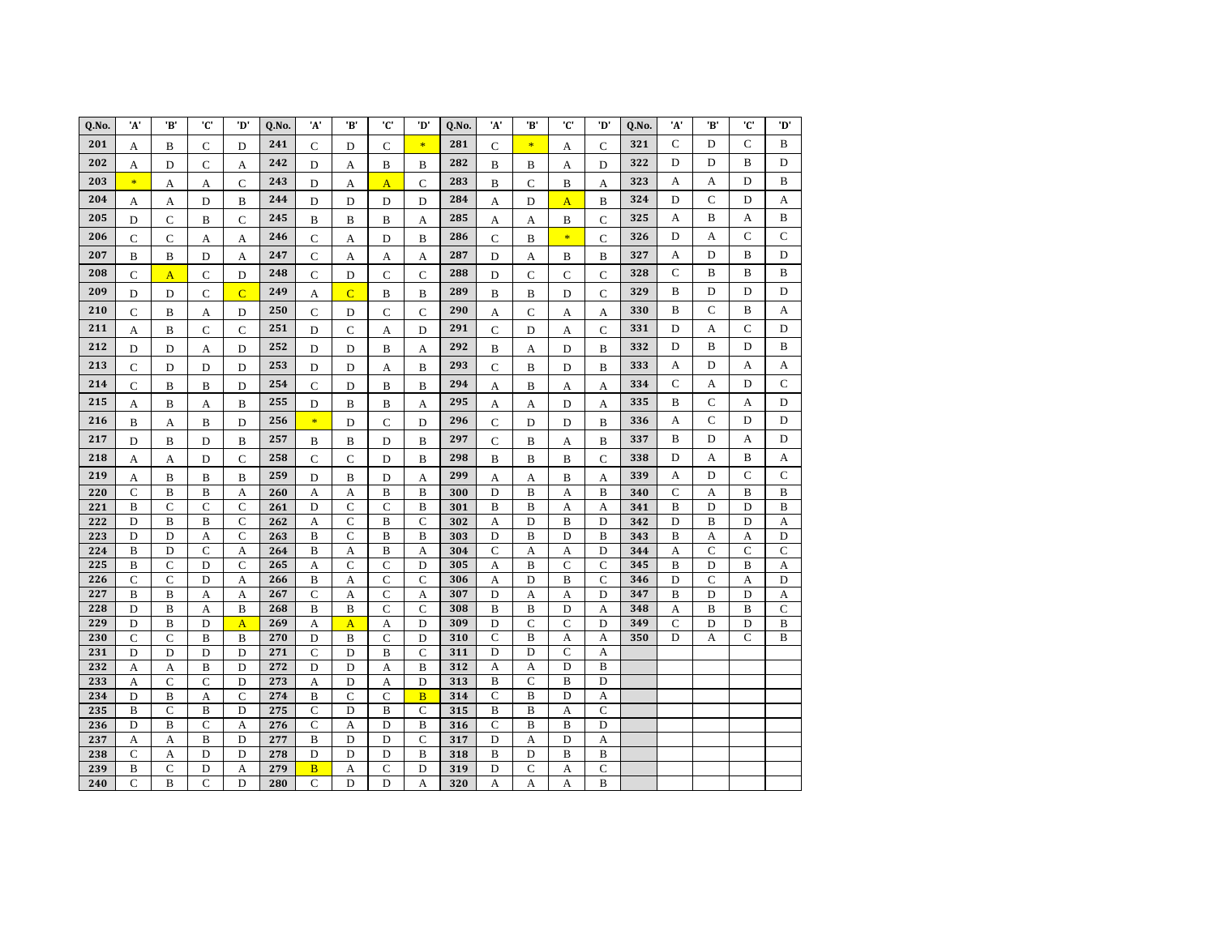| Q.No. | 'A' | 'B' | 'C' | 'D' | Q.No. | 'A' | 'B' | 'C' | 'D' | Q.No. | 'A' | 'B' | 'C' | 'D' | Q.No. | 'A' | 'B' | 'C' | 'D' |
|---|---|---|---|---|---|---|---|---|---|---|---|---|---|---|---|---|---|---|---|
| 201 | A | B | C | D | 241 | C | D | C | * | 281 | C | * | A | C | 321 | C | D | C | B |
| 202 | A | D | C | A | 242 | D | A | B | B | 282 | B | B | A | D | 322 | D | D | B | D |
| 203 | * | A | A | C | 243 | D | A | A | C | 283 | B | C | B | A | 323 | A | A | D | B |
| 204 | A | A | D | B | 244 | D | D | D | D | 284 | A | D | A | B | 324 | D | C | D | A |
| 205 | D | C | B | C | 245 | B | B | B | A | 285 | A | A | B | C | 325 | A | B | A | B |
| 206 | C | C | A | A | 246 | C | A | D | B | 286 | C | B | * | C | 326 | D | A | C | C |
| 207 | B | B | D | A | 247 | C | A | A | A | 287 | D | A | B | B | 327 | A | D | B | D |
| 208 | C | A | C | D | 248 | C | D | C | C | 288 | D | C | C | C | 328 | C | B | B | B |
| 209 | D | D | C | C | 249 | A | C | B | B | 289 | B | B | D | C | 329 | B | D | D | D |
| 210 | C | B | A | D | 250 | C | D | C | C | 290 | A | C | A | A | 330 | B | C | B | A |
| 211 | A | B | C | C | 251 | D | C | A | D | 291 | C | D | A | C | 331 | D | A | C | D |
| 212 | D | D | A | D | 252 | D | D | B | A | 292 | B | A | D | B | 332 | D | B | D | B |
| 213 | C | D | D | D | 253 | D | D | A | B | 293 | C | B | D | B | 333 | A | D | A | A |
| 214 | C | B | B | D | 254 | C | D | B | B | 294 | A | B | A | A | 334 | C | A | D | C |
| 215 | A | B | A | B | 255 | D | B | B | A | 295 | A | A | D | A | 335 | B | C | A | D |
| 216 | B | A | B | D | 256 | * | D | C | D | 296 | C | D | D | B | 336 | A | C | D | D |
| 217 | D | B | D | B | 257 | B | B | D | B | 297 | C | B | A | B | 337 | B | D | A | D |
| 218 | A | A | D | C | 258 | C | C | D | B | 298 | B | B | B | C | 338 | D | A | B | A |
| 219 | A | B | B | B | 259 | D | B | D | A | 299 | A | A | B | A | 339 | A | D | C | C |
| 220 | C | B | B | A | 260 | A | A | B | B | 300 | D | B | A | B | 340 | C | A | B | B |
| 221 | B | C | C | C | 261 | D | C | C | B | 301 | B | B | A | A | 341 | B | D | D | B |
| 222 | D | B | B | C | 262 | A | C | B | C | 302 | A | D | B | D | 342 | D | B | D | A |
| 223 | D | D | A | C | 263 | B | C | B | B | 303 | D | B | D | B | 343 | B | A | A | D |
| 224 | B | D | C | A | 264 | B | A | B | A | 304 | C | A | A | D | 344 | A | C | C | C |
| 225 | B | C | D | C | 265 | A | C | C | D | 305 | A | B | C | C | 345 | B | D | B | A |
| 226 | C | C | D | A | 266 | B | A | C | C | 306 | A | D | B | C | 346 | D | C | A | D |
| 227 | B | B | A | A | 267 | C | A | C | A | 307 | D | A | A | D | 347 | B | D | D | A |
| 228 | D | B | A | B | 268 | B | B | C | C | 308 | B | B | D | A | 348 | A | B | B | C |
| 229 | D | B | D | A | 269 | A | A | A | D | 309 | D | C | C | D | 349 | C | D | D | B |
| 230 | C | C | B | B | 270 | D | B | C | D | 310 | C | B | A | A | 350 | D | A | C | B |
| 231 | D | D | D | D | 271 | C | D | B | C | 311 | D | D | C | A | | | | | |
| 232 | A | A | B | D | 272 | D | D | A | B | 312 | A | A | D | B | | | | | |
| 233 | A | C | C | D | 273 | A | D | A | D | 313 | B | C | B | D | | | | | |
| 234 | D | B | A | C | 274 | B | C | C | B | 314 | C | B | D | A | | | | | |
| 235 | B | C | B | D | 275 | C | D | B | C | 315 | B | B | A | C | | | | | |
| 236 | D | B | C | A | 276 | C | A | D | B | 316 | C | B | B | D | | | | | |
| 237 | A | A | B | D | 277 | B | D | D | C | 317 | D | A | D | A | | | | | |
| 238 | C | A | D | D | 278 | D | D | D | B | 318 | B | D | B | B | | | | | |
| 239 | B | C | D | A | 279 | B | A | C | D | 319 | D | C | A | C | | | | | |
| 240 | C | B | C | D | 280 | C | D | D | A | 320 | A | A | A | B | | | | | |